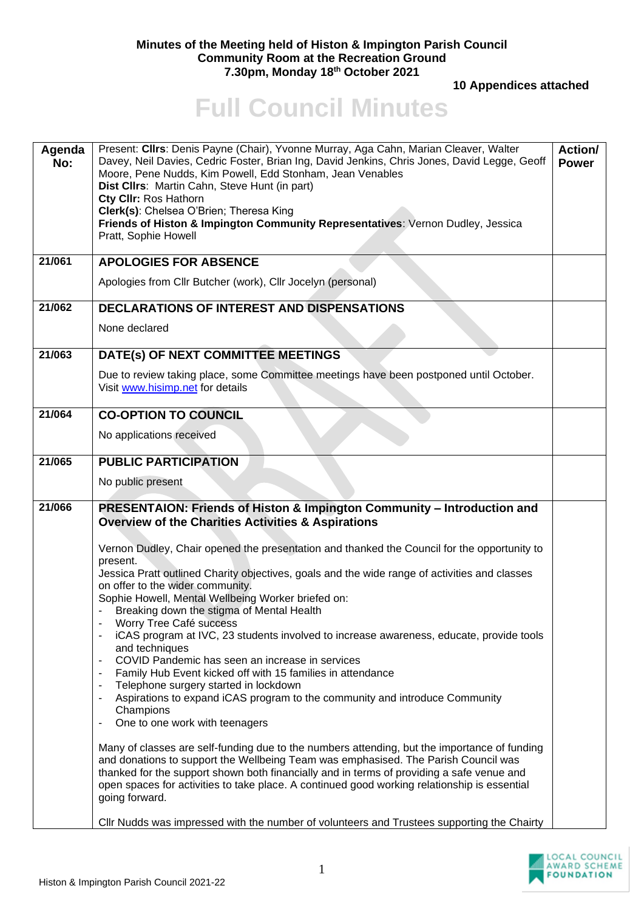**Minutes of the Meeting held of Histon & Impington Parish Council**
**Community Room at the Recreation Ground**
**7.30pm, Monday 18th October 2021**

**10 Appendices attached**

# Full Council Minutes

| Agenda No: | Present: **Cllrs**: Denis Payne (Chair), Yvonne Murray, Aga Cahn, Marian Cleaver, Walter Davey, Neil Davies, Cedric Foster, Brian Ing, David Jenkins, Chris Jones, David Legge, Geoff Moore, Pene Nudds, Kim Powell, Edd Stonham, Jean Venables<br>**Dist Cllrs**: Martin Cahn, Steve Hunt (in part)<br>**Cty Cllr:** Ros Hathorn<br>**Clerk(s)**: Chelsea O'Brien; Theresa King<br>**Friends of Histon & Impington Community Representatives**: Vernon Dudley, Jessica Pratt, Sophie Howell | Action/ Power |
|---|---|---|
| 21/061 | **APOLOGIES FOR ABSENCE**<br><br>Apologies from Cllr Butcher (work), Cllr Jocelyn (personal) | |
| 21/062 | **DECLARATIONS OF INTEREST AND DISPENSATIONS**<br><br>None declared | |
| 21/063 | **DATE(s) OF NEXT COMMITTEE MEETINGS**<br><br>Due to review taking place, some Committee meetings have been postponed until October. Visit www.hisimp.net for details | |
| 21/064 | **CO-OPTION TO COUNCIL**<br><br>No applications received | |
| 21/065 | **PUBLIC PARTICIPATION**<br><br>No public present | |
| 21/066 | **PRESENTAION: Friends of Histon & Impington Community – Introduction and Overview of the Charities Activities & Aspirations**<br><br>Vernon Dudley, Chair opened the presentation and thanked the Council for the opportunity to present.<br>Jessica Pratt outlined Charity objectives, goals and the wide range of activities and classes on offer to the wider community.<br>Sophie Howell, Mental Wellbeing Worker briefed on:<br>- Breaking down the stigma of Mental Health<br>- Worry Tree Café success<br>- iCAS program at IVC, 23 students involved to increase awareness, educate, provide tools and techniques<br>- COVID Pandemic has seen an increase in services<br>- Family Hub Event kicked off with 15 families in attendance<br>- Telephone surgery started in lockdown<br>- Aspirations to expand iCAS program to the community and introduce Community Champions<br>- One to one work with teenagers<br><br>Many of classes are self-funding due to the numbers attending, but the importance of funding and donations to support the Wellbeing Team was emphasised. The Parish Council was thanked for the support shown both financially and in terms of providing a safe venue and open spaces for activities to take place. A continued good working relationship is essential going forward.<br><br>Cllr Nudds was impressed with the number of volunteers and Trustees supporting the Chairty | |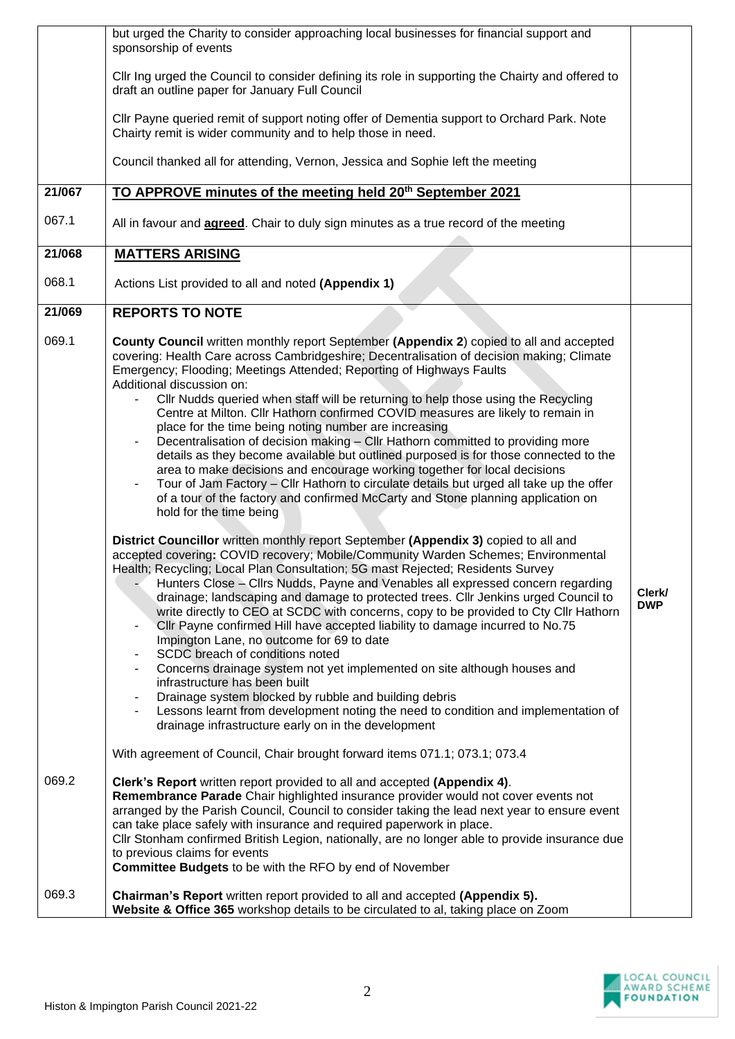| | | |
|---|---|---|
| | but urged the Charity to consider approaching local businesses for financial support and sponsorship of events<br><br>Cllr Ing urged the Council to consider defining its role in supporting the Chairty and offered to draft an outline paper for January Full Council<br><br>Cllr Payne queried remit of support noting offer of Dementia support to Orchard Park. Note Chairty remit is wider community and to help those in need.<br><br>Council thanked all for attending, Vernon, Jessica and Sophie left the meeting | |
| **21/067** | **TO APPROVE minutes of the meeting held 20th September 2021** | |
| 067.1 | All in favour and **agreed**. Chair to duly sign minutes as a true record of the meeting | |
| **21/068** | **MATTERS ARISING** | |
| 068.1 | Actions List provided to all and noted **(Appendix 1)** | |
| **21/069** | **REPORTS TO NOTE** | |
| 069.1 | **County Council** written monthly report September **(Appendix 2**) copied to all and accepted covering: Health Care across Cambridgeshire; Decentralisation of decision making; Climate Emergency; Flooding; Meetings Attended; Reporting of Highways Faults<br>Additional discussion on:<br>- Cllr Nudds queried when staff will be returning to help those using the Recycling Centre at Milton. Cllr Hathorn confirmed COVID measures are likely to remain in place for the time being noting number are increasing<br>- Decentralisation of decision making – Cllr Hathorn committed to providing more details as they become available but outlined purposed is for those connected to the area to make decisions and encourage working together for local decisions<br>- Tour of Jam Factory – Cllr Hathorn to circulate details but urged all take up the offer of a tour of the factory and confirmed McCarty and Stone planning application on hold for the time being<br><br>**District Councillor** written monthly report September **(Appendix 3)** copied to all and accepted covering**:** COVID recovery; Mobile/Community Warden Schemes; Environmental Health; Recycling; Local Plan Consultation; 5G mast Rejected; Residents Survey<br>- Hunters Close – Cllrs Nudds, Payne and Venables all expressed concern regarding drainage; landscaping and damage to protected trees. Cllr Jenkins urged Council to write directly to CEO at SCDC with concerns, copy to be provided to Cty Cllr Hathorn<br>- Cllr Payne confirmed Hill have accepted liability to damage incurred to No.75 Impington Lane, no outcome for 69 to date<br>- SCDC breach of conditions noted<br>- Concerns drainage system not yet implemented on site although houses and infrastructure has been built<br>- Drainage system blocked by rubble and building debris<br>- Lessons learnt from development noting the need to condition and implementation of drainage infrastructure early on in the development<br><br>With agreement of Council, Chair brought forward items 071.1; 073.1; 073.4 | **Clerk/ DWP** |
| 069.2 | **Clerk's Report** written report provided to all and accepted **(Appendix 4)**.<br>**Remembrance Parade** Chair highlighted insurance provider would not cover events not arranged by the Parish Council, Council to consider taking the lead next year to ensure event can take place safely with insurance and required paperwork in place.<br>Cllr Stonham confirmed British Legion, nationally, are no longer able to provide insurance due to previous claims for events<br>**Committee Budgets** to be with the RFO by end of November | |
| 069.3 | **Chairman's Report** written report provided to all and accepted **(Appendix 5).**<br>**Website & Office 365** workshop details to be circulated to al, taking place on Zoom | |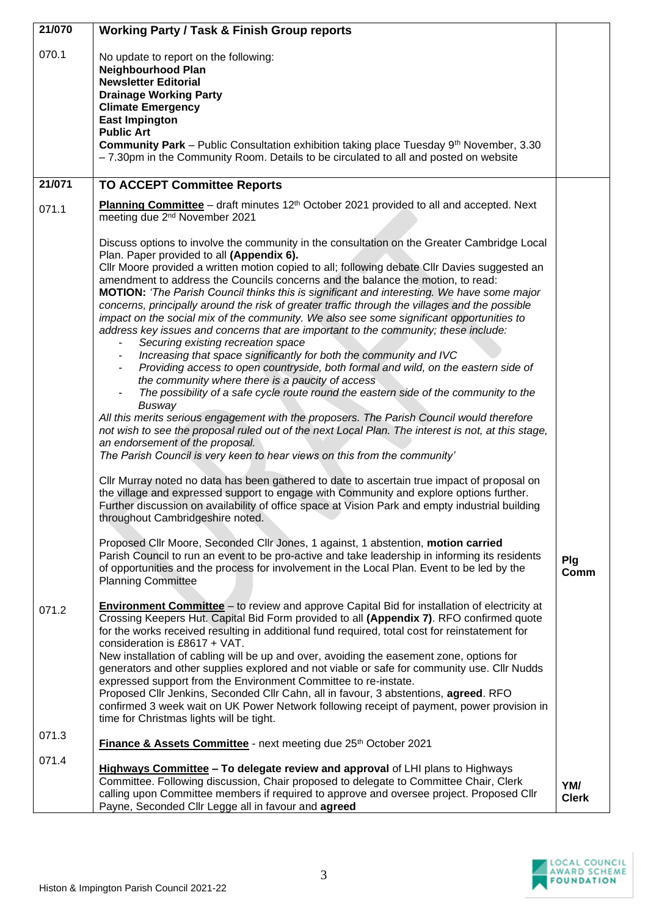| | | |
|---|---|---|
| **21/070** | **Working Party / Task & Finish Group reports** | |
| 070.1 | No update to report on the following:<br>**Neighbourhood Plan**<br>**Newsletter Editorial**<br>**Drainage Working Party**<br>**Climate Emergency**<br>**East Impington**<br>**Public Art**<br>**Community Park** – Public Consultation exhibition taking place Tuesday 9th November, 3.30 – 7.30pm in the Community Room. Details to be circulated to all and posted on website | |
| **21/071** | **TO ACCEPT Committee Reports** | |
| 071.1 | **Planning Committee** – draft minutes 12th October 2021 provided to all and accepted. Next meeting due 2nd November 2021<br><br>Discuss options to involve the community in the consultation on the Greater Cambridge Local Plan. Paper provided to all **(Appendix 6).**<br>Cllr Moore provided a written motion copied to all; following debate Cllr Davies suggested an amendment to address the Councils concerns and the balance the motion, to read:<br>**MOTION:** *'The Parish Council thinks this is significant and interesting. We have some major concerns, principally around the risk of greater traffic through the villages and the possible impact on the social mix of the community. We also see some significant opportunities to address key issues and concerns that are important to the community; these include:*<br>- *Securing existing recreation space*<br>- *Increasing that space significantly for both the community and IVC*<br>- *Providing access to open countryside, both formal and wild, on the eastern side of the community where there is a paucity of access*<br>- *The possibility of a safe cycle route round the eastern side of the community to the Busway*<br>*All this merits serious engagement with the proposers. The Parish Council would therefore not wish to see the proposal ruled out of the next Local Plan. The interest is not, at this stage, an endorsement of the proposal.*<br>*The Parish Council is very keen to hear views on this from the community'*<br><br>Cllr Murray noted no data has been gathered to date to ascertain true impact of proposal on the village and expressed support to engage with Community and explore options further. Further discussion on availability of office space at Vision Park and empty industrial building throughout Cambridgeshire noted.<br><br>Proposed Cllr Moore, Seconded Cllr Jones, 1 against, 1 abstention, **motion carried**<br>Parish Council to run an event to be pro-active and take leadership in informing its residents of opportunities and the process for involvement in the Local Plan. Event to be led by the Planning Committee | **Plg Comm** |
| 071.2 | **Environment Committee** – to review and approve Capital Bid for installation of electricity at Crossing Keepers Hut. Capital Bid Form provided to all **(Appendix 7)**. RFO confirmed quote for the works received resulting in additional fund required, total cost for reinstatement for consideration is £8617 + VAT.<br>New installation of cabling will be up and over, avoiding the easement zone, options for generators and other supplies explored and not viable or safe for community use. Cllr Nudds expressed support from the Environment Committee to re-instate.<br>Proposed Cllr Jenkins, Seconded Cllr Cahn, all in favour, 3 abstentions, **agreed**. RFO confirmed 3 week wait on UK Power Network following receipt of payment, power provision in time for Christmas lights will be tight. | |
| 071.3 | **Finance & Assets Committee** - next meeting due 25th October 2021 | |
| 071.4 | **Highways Committee – To delegate review and approval** of LHI plans to Highways Committee. Following discussion, Chair proposed to delegate to Committee Chair, Clerk calling upon Committee members if required to approve and oversee project. Proposed Cllr Payne, Seconded Cllr Legge all in favour and **agreed** | **YM/ Clerk** |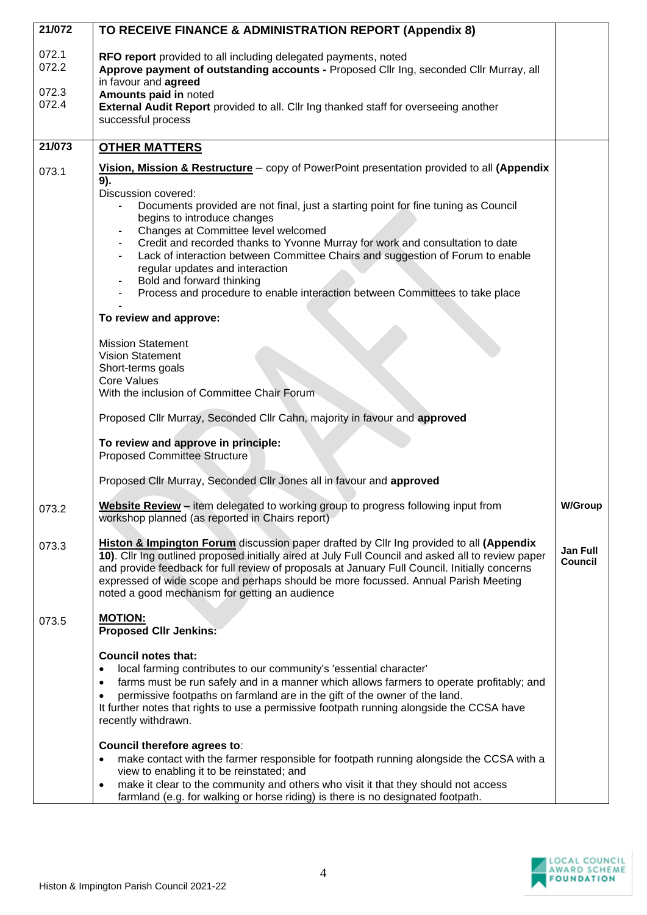| | | |
|---|---|---|
| **21/072** | **TO RECEIVE FINANCE & ADMINISTRATION REPORT (Appendix 8)** | |
| 072.1<br>072.2<br><br>072.3<br>072.4 | **RFO report** provided to all including delegated payments, noted<br>**Approve payment of outstanding accounts -** Proposed Cllr Ing, seconded Cllr Murray, all in favour and **agreed**<br>**Amounts paid in** noted<br>**External Audit Report** provided to all. Cllr Ing thanked staff for overseeing another successful process | |
| **21/073** | **OTHER MATTERS** | |
| 073.1 | **Vision, Mission & Restructure** – copy of PowerPoint presentation provided to all **(Appendix 9).**<br>Discussion covered:<br>- Documents provided are not final, just a starting point for fine tuning as Council begins to introduce changes<br>- Changes at Committee level welcomed<br>- Credit and recorded thanks to Yvonne Murray for work and consultation to date<br>- Lack of interaction between Committee Chairs and suggestion of Forum to enable regular updates and interaction<br>- Bold and forward thinking<br>- Process and procedure to enable interaction between Committees to take place<br>-<br><br>**To review and approve:**<br><br>Mission Statement<br>Vision Statement<br>Short-terms goals<br>Core Values<br>With the inclusion of Committee Chair Forum<br><br>Proposed Cllr Murray, Seconded Cllr Cahn, majority in favour and **approved**<br><br>**To review and approve in principle:**<br>Proposed Committee Structure<br><br>Proposed Cllr Murray, Seconded Cllr Jones all in favour and **approved** | |
| 073.2 | **Website Review –** item delegated to working group to progress following input from workshop planned (as reported in Chairs report) | **W/Group** |
| 073.3 | **Histon & Impington Forum** discussion paper drafted by Cllr Ing provided to all **(Appendix 10)**. Cllr Ing outlined proposed initially aired at July Full Council and asked all to review paper and provide feedback for full review of proposals at January Full Council. Initially concerns expressed of wide scope and perhaps should be more focussed. Annual Parish Meeting noted a good mechanism for getting an audience | **Jan Full Council** |
| 073.5 | **MOTION:**<br>**Proposed Cllr Jenkins:**<br><br>**Council notes that:**<br>• local farming contributes to our community's 'essential character'<br>• farms must be run safely and in a manner which allows farmers to operate profitably; and<br>• permissive footpaths on farmland are in the gift of the owner of the land.<br>It further notes that rights to use a permissive footpath running alongside the CCSA have recently withdrawn.<br><br>**Council therefore agrees to**:<br>• make contact with the farmer responsible for footpath running alongside the CCSA with a view to enabling it to be reinstated; and<br>• make it clear to the community and others who visit it that they should not access farmland (e.g. for walking or horse riding) is there is no designated footpath. | |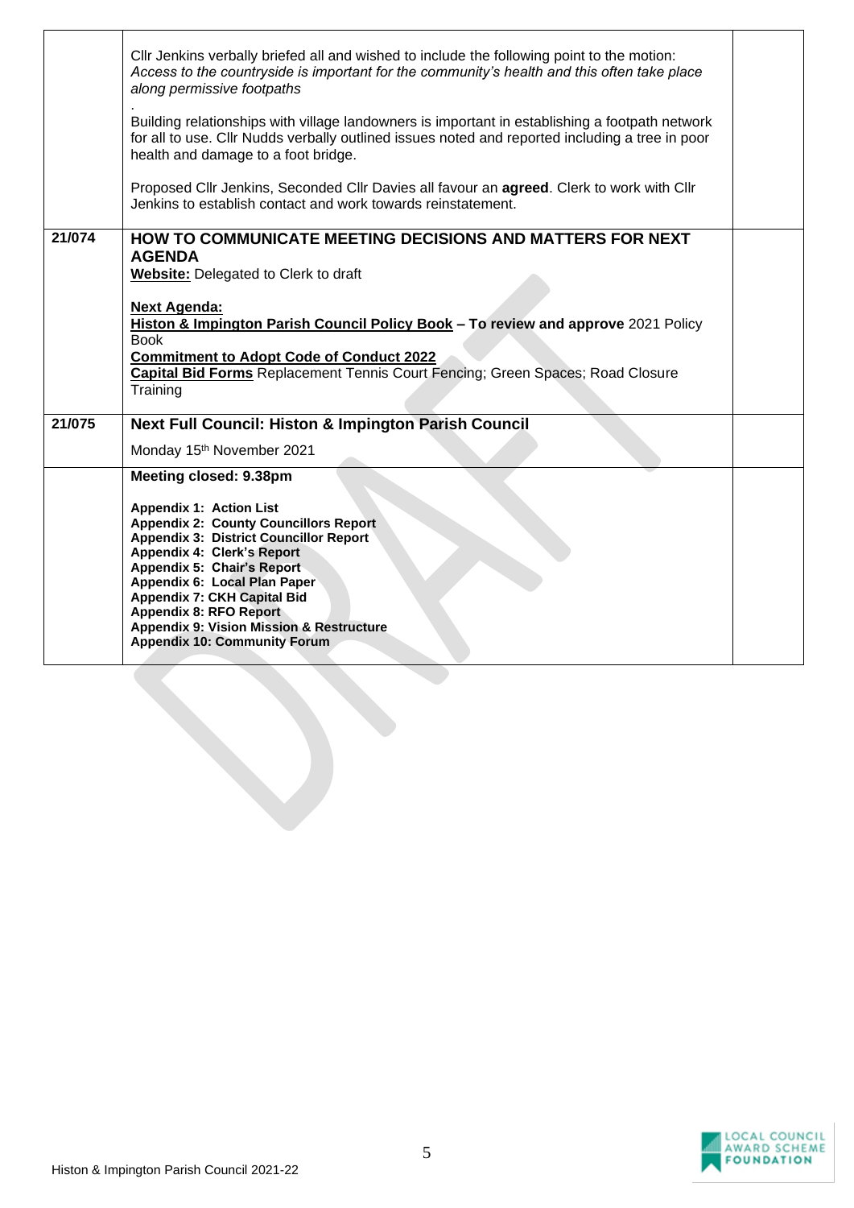| | | |
|---|---|---|
| | Cllr Jenkins verbally briefed all and wished to include the following point to the motion: *Access to the countryside is important for the community's health and this often take place along permissive footpaths*<br>.<br>Building relationships with village landowners is important in establishing a footpath network for all to use. Cllr Nudds verbally outlined issues noted and reported including a tree in poor health and damage to a foot bridge.<br><br>Proposed Cllr Jenkins, Seconded Cllr Davies all favour an **agreed**. Clerk to work with Cllr Jenkins to establish contact and work towards reinstatement. | |
| 21/074 | **HOW TO COMMUNICATE MEETING DECISIONS AND MATTERS FOR NEXT AGENDA**<br>**Website:** Delegated to Clerk to draft<br><br>**Next Agenda:**<br>**Histon & Impington Parish Council Policy Book – To review and approve** 2021 Policy Book<br>**Commitment to Adopt Code of Conduct 2022**<br>**Capital Bid Forms** Replacement Tennis Court Fencing; Green Spaces; Road Closure Training | |
| 21/075 | **Next Full Council: Histon & Impington Parish Council**<br><br>Monday 15th November 2021 | |
| | **Meeting closed: 9.38pm**<br><br>**Appendix 1: Action List**<br>**Appendix 2: County Councillors Report**<br>**Appendix 3: District Councillor Report**<br>**Appendix 4: Clerk's Report**<br>**Appendix 5: Chair's Report**<br>**Appendix 6: Local Plan Paper**<br>**Appendix 7: CKH Capital Bid**<br>**Appendix 8: RFO Report**<br>**Appendix 9: Vision Mission & Restructure**<br>**Appendix 10: Community Forum** | |